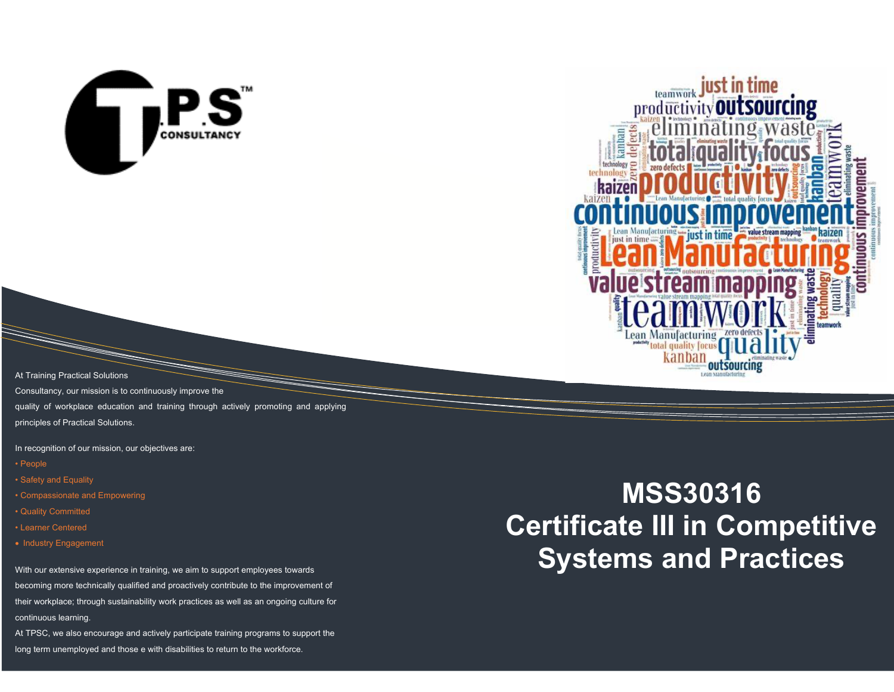T.P.S™
CONSULTANCY

# MSS30316 Certificate III in Competitive Systems and Practices

At Training Practical Solutions Consultancy, our mission is to continuously improve the quality of workplace education and training through actively promoting and applying principles of Practical Solutions.

In recognition of our mission, our objectives are:

- People
- Safety and Equality
- Compassionate and Empowering
- Quality Committed
- Learner Centered
- Industry Engagement

With our extensive experience in training, we aim to support employees towards becoming more technically qualified and proactively contribute to the improvement of their workplace; through sustainability work practices as well as an ongoing culture for continuous learning.

At TPSC, we also encourage and actively participate training programs to support the long term unemployed and those e with disabilities to return to the workforce.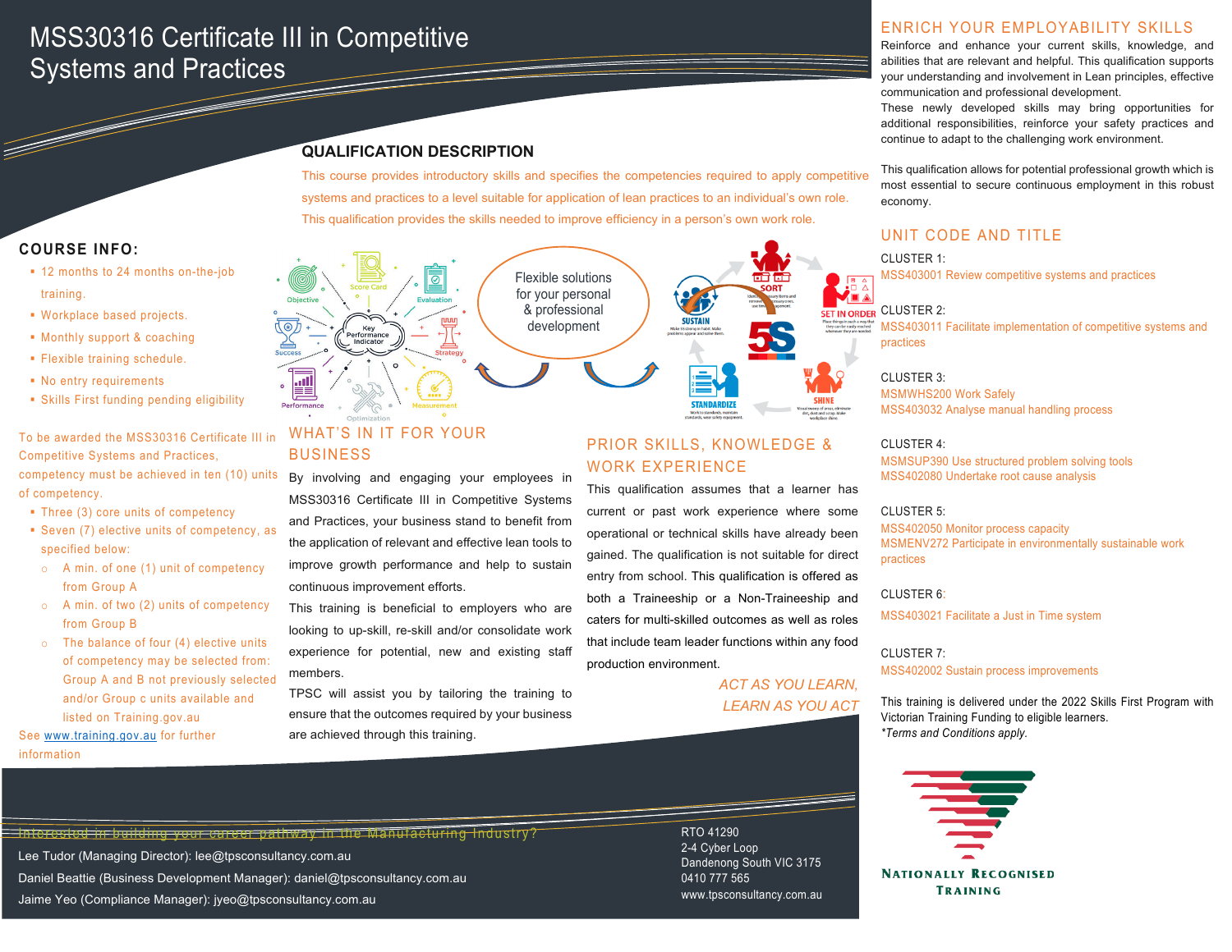# MSS30316 Certificate III in Competitive Systems and Practices

## QUALIFICATION DESCRIPTION

This course provides introductory skills and specifies the competencies required to apply competitive systems and practices to a level suitable for application of lean practices to an individual's own role. This qualification provides the skills needed to improve efficiency in a person's own work role.

## COURSE INFO:

- 12 months to 24 months on-the-job training.
- Workplace based projects.
- Monthly support & coaching
- Flexible training schedule.
- No entry requirements
- Skills First funding pending eligibility

To be awarded the MSS30316 Certificate III in Competitive Systems and Practices, competency must be achieved in ten (10) units of competency.

- Three (3) core units of competency
- Seven (7) elective units of competency, as specified below:
  - A min. of one (1) unit of competency from Group A
  - A min. of two (2) units of competency from Group B
  - The balance of four (4) elective units of competency may be selected from: Group A and B not previously selected and/or Group c units available and listed on Training.gov.au

See www.training.gov.au for further information

Flexible solutions for your personal & professional development

## WHAT'S IN IT FOR YOUR BUSINESS

By involving and engaging your employees in MSS30316 Certificate III in Competitive Systems and Practices, your business stand to benefit from the application of relevant and effective lean tools to improve growth performance and help to sustain continuous improvement efforts.

This training is beneficial to employers who are looking to up-skill, re-skill and/or consolidate work experience for potential, new and existing staff members.

TPSC will assist you by tailoring the training to ensure that the outcomes required by your business are achieved through this training.

## PRIOR SKILLS, KNOWLEDGE & WORK EXPERIENCE

This qualification assumes that a learner has current or past work experience where some operational or technical skills have already been gained. The qualification is not suitable for direct entry from school. This qualification is offered as both a Traineeship or a Non-Traineeship and caters for multi-skilled outcomes as well as roles that include team leader functions within any food production environment.

*ACT AS YOU LEARN, LEARN AS YOU ACT*

## ENRICH YOUR EMPLOYABILITY SKILLS

Reinforce and enhance your current skills, knowledge, and abilities that are relevant and helpful. This qualification supports your understanding and involvement in Lean principles, effective communication and professional development.

These newly developed skills may bring opportunities for additional responsibilities, reinforce your safety practices and continue to adapt to the challenging work environment.

This qualification allows for potential professional growth which is most essential to secure continuous employment in this robust economy.

## UNIT CODE AND TITLE

CLUSTER 1:
MSS403001 Review competitive systems and practices

CLUSTER 2:
MSS403011 Facilitate implementation of competitive systems and practices

CLUSTER 3:
MSMWHS200 Work Safely
MSS403032 Analyse manual handling process

CLUSTER 4:
MSMSUP390 Use structured problem solving tools
MSS402080 Undertake root cause analysis

CLUSTER 5:
MSS402050 Monitor process capacity
MSMENV272 Participate in environmentally sustainable work practices

CLUSTER 6:
MSS403021 Facilitate a Just in Time system

CLUSTER 7:
MSS402002 Sustain process improvements

This training is delivered under the 2022 Skills First Program with Victorian Training Funding to eligible learners.
*\*Terms and Conditions apply.*

Interested in building your career pathway in the Manufacturing Industry?

Lee Tudor (Managing Director): lee@tpsconsultancy.com.au
Daniel Beattie (Business Development Manager): daniel@tpsconsultancy.com.au
Jaime Yeo (Compliance Manager): jyeo@tpsconsultancy.com.au

RTO 41290
2-4 Cyber Loop
Dandenong South VIC 3175
0410 777 565
www.tpsconsultancy.com.au

NATIONALLY RECOGNISED TRAINING